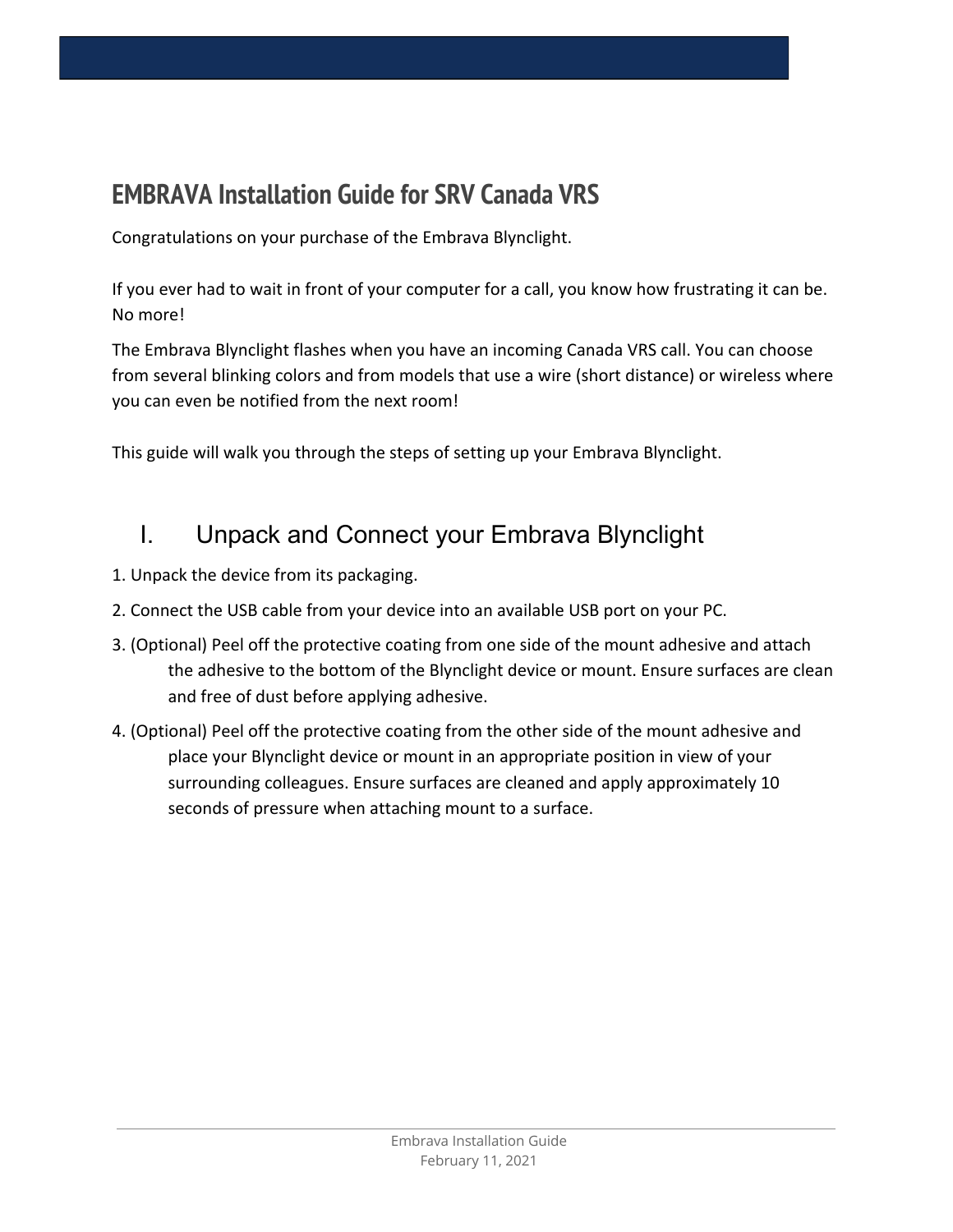# EMBRAVA Installation Guide for SRV Canada VRS

Congratulations on your purchase of the Embrava Blynclight.

If you ever had to wait in front of your computer for a call, you know how frustrating it can be. No more!

The Embrava Blynclight flashes when you have an incoming Canada VRS call. You can choose from several blinking colors and from models that use a wire (short distance) or wireless where you can even be notified from the next room!

This guide will walk you through the steps of setting up your Embrava Blynclight.

## I. Unpack and Connect your Embrava Blynclight

1. Unpack the device from its packaging.
2. Connect the USB cable from your device into an available USB port on your PC.
3. (Optional) Peel off the protective coating from one side of the mount adhesive and attach the adhesive to the bottom of the Blynclight device or mount. Ensure surfaces are clean and free of dust before applying adhesive.
4. (Optional) Peel off the protective coating from the other side of the mount adhesive and place your Blynclight device or mount in an appropriate position in view of your surrounding colleagues. Ensure surfaces are cleaned and apply approximately 10 seconds of pressure when attaching mount to a surface.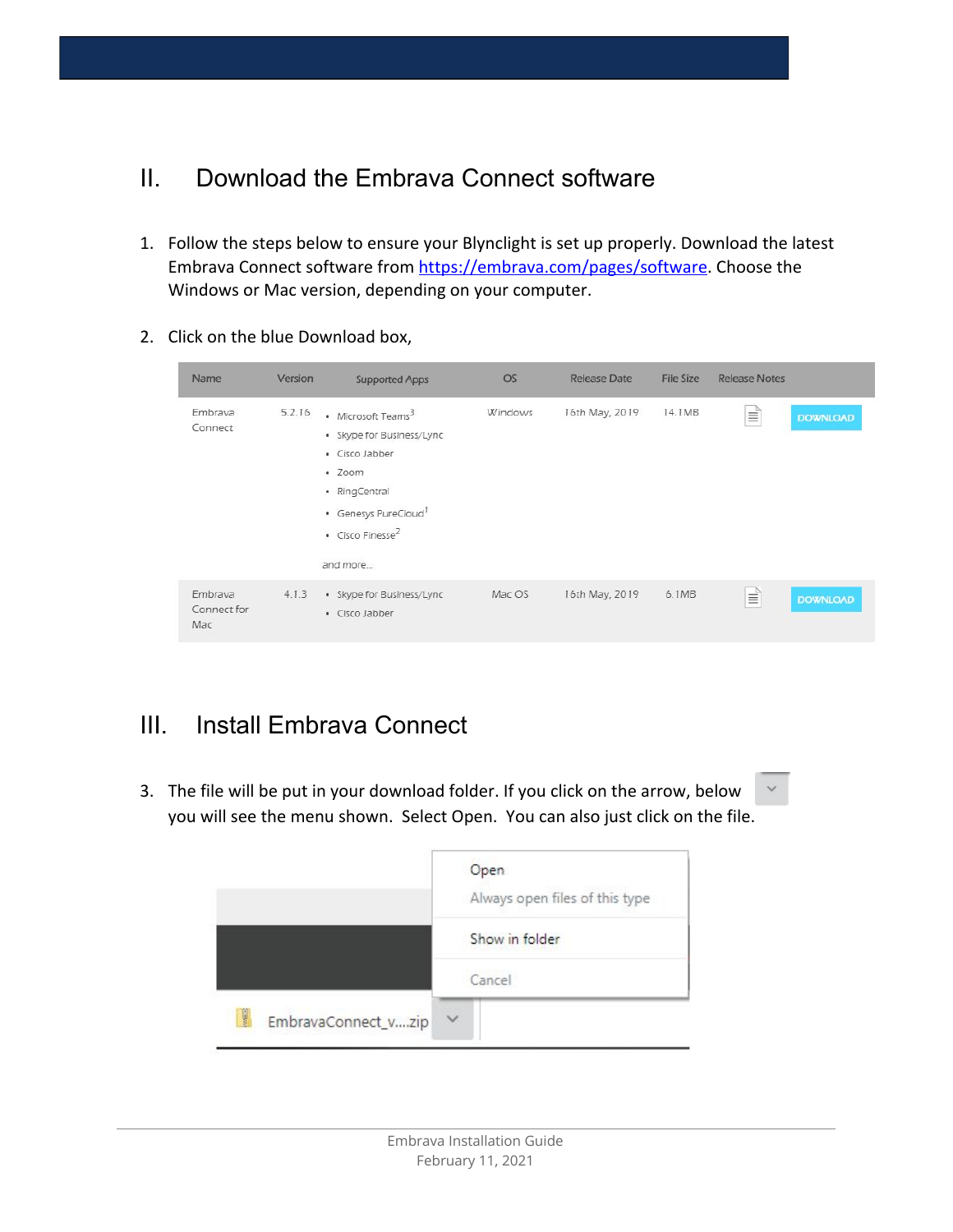## II. Download the Embrava Connect software

1. Follow the steps below to ensure your Blynclight is set up properly. Download the latest Embrava Connect software from https://embrava.com/pages/software. Choose the Windows or Mac version, depending on your computer.

2. Click on the blue Download box,

| Name | Version | Supported Apps | OS | Release Date | File Size | Release Notes | |
|---|---|---|---|---|---|---|---|
| Embrava Connect | 5.2.16 | • Microsoft Teams[3] • Skype for Business/Lync • Cisco Jabber • Zoom • RingCentral • Genesys PureCloud[1] • Cisco Finesse[2] and more... | Windows | 16th May, 2019 | 14.1MB | | DOWNLOAD |
| Embrava Connect for Mac | 4.1.3 | • Skype for Business/Lync • Cisco Jabber | Mac OS | 16th May, 2019 | 6.1MB | | DOWNLOAD |

## III. Install Embrava Connect

3. The file will be put in your download folder. If you click on the arrow, below you will see the menu shown. Select Open. You can also just click on the file.

Open
Always open files of this type
Show in folder
Cancel
EmbravaConnect_v....zip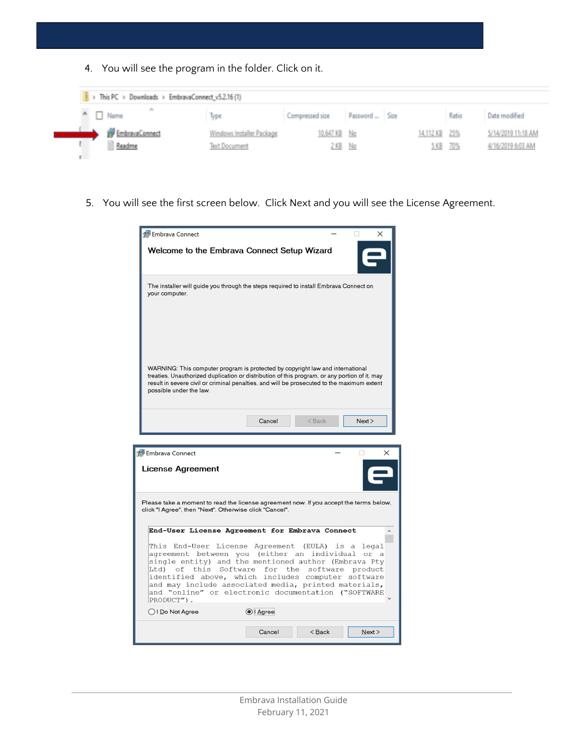4. You will see the program in the folder. Click on it.

5. You will see the first screen below. Click Next and you will see the License Agreement.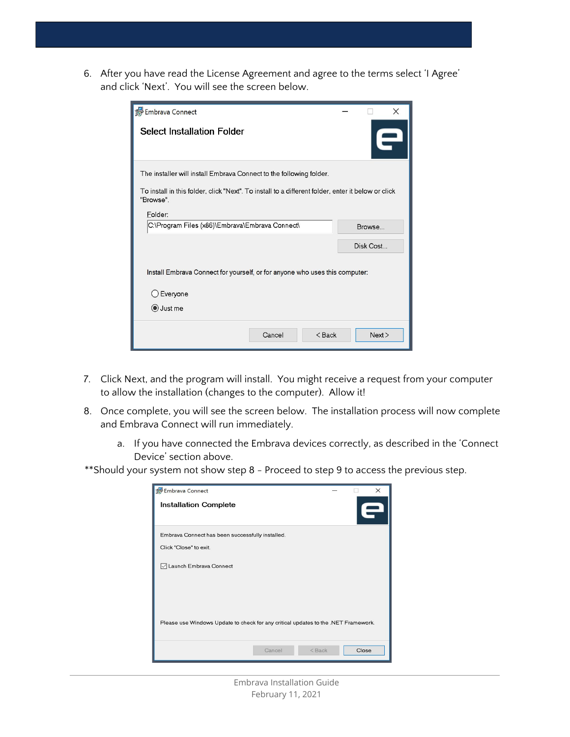6. After you have read the License Agreement and agree to the terms select 'I Agree' and click 'Next'. You will see the screen below.

7. Click Next, and the program will install. You might receive a request from your computer to allow the installation (changes to the computer). Allow it!

8. Once complete, you will see the screen below. The installation process will now complete and Embrava Connect will run immediately.

   a. If you have connected the Embrava devices correctly, as described in the 'Connect Device' section above.

**Should your system not show step 8 – Proceed to step 9 to access the previous step.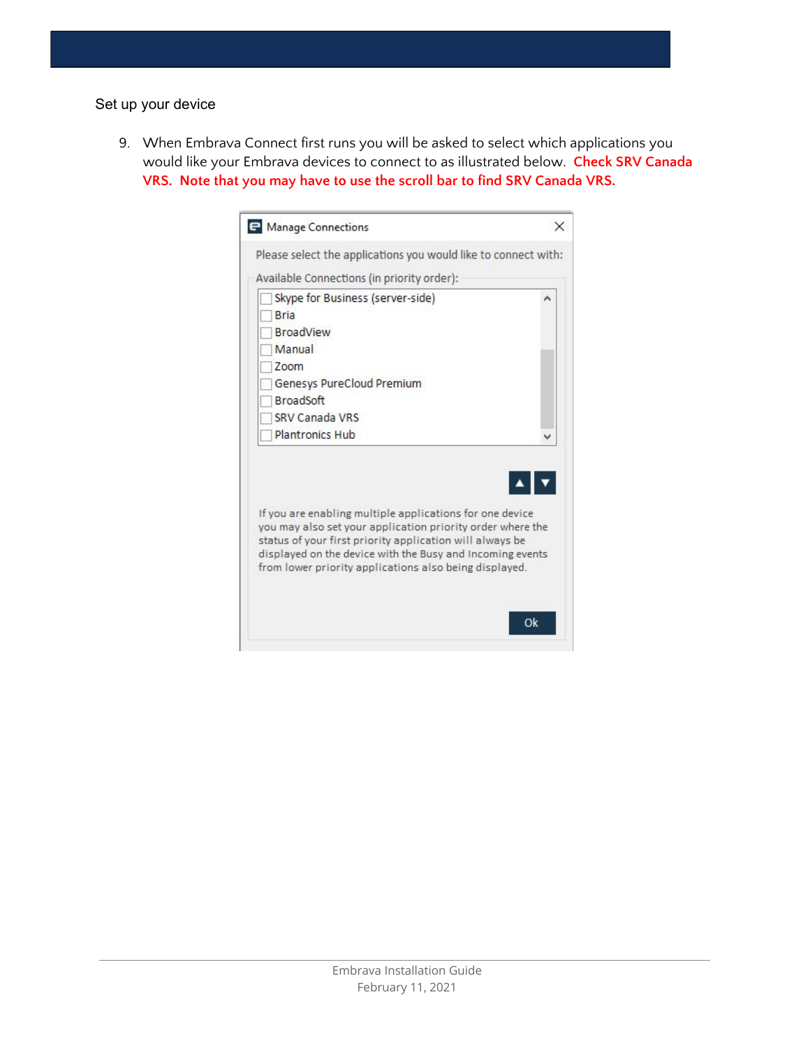Set up your device

9. When Embrava Connect first runs you will be asked to select which applications you would like your Embrava devices to connect to as illustrated below. **Check SRV Canada VRS. Note that you may have to use the scroll bar to find SRV Canada VRS.**

Manage Connections

Please select the applications you would like to connect with:

Available Connections (in priority order):

- Skype for Business (server-side)
- Bria
- BroadView
- Manual
- Zoom
- Genesys PureCloud Premium
- BroadSoft
- SRV Canada VRS
- Plantronics Hub

If you are enabling multiple applications for one device you may also set your application priority order where the status of your first priority application will always be displayed on the device with the Busy and Incoming events from lower priority applications also being displayed.

Ok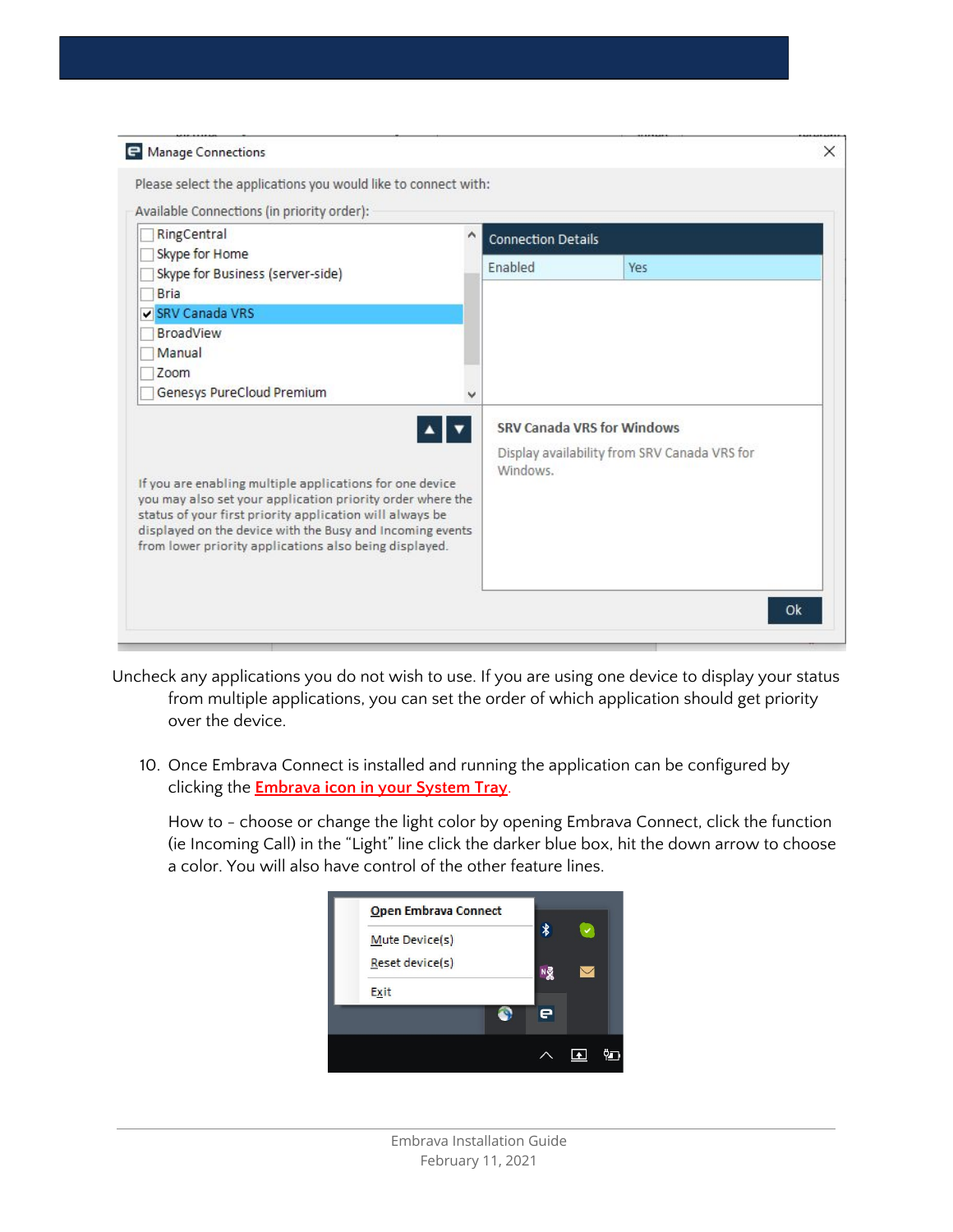Uncheck any applications you do not wish to use. If you are using one device to display your status from multiple applications, you can set the order of which application should get priority over the device.

10. Once Embrava Connect is installed and running the application can be configured by clicking the **Embrava icon in your System Tray**.

    How to - choose or change the light color by opening Embrava Connect, click the function (ie Incoming Call) in the "Light" line click the darker blue box, hit the down arrow to choose a color. You will also have control of the other feature lines.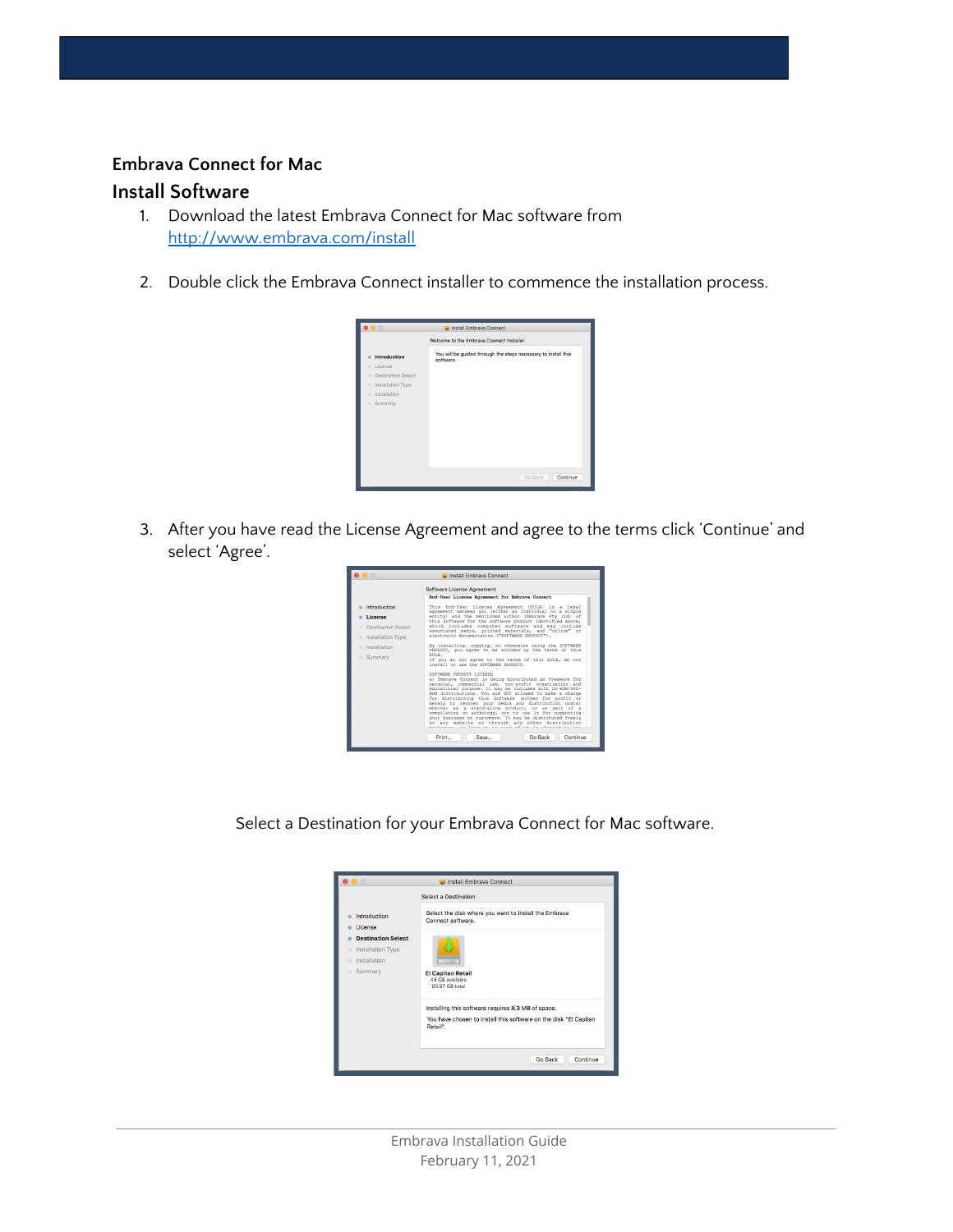## Embrava Connect for Mac

## Install Software

1. Download the latest Embrava Connect for Mac software from [http://www.embrava.com/install](http://www.embrava.com/install)

2. Double click the Embrava Connect installer to commence the installation process.

3. After you have read the License Agreement and agree to the terms click 'Continue' and select 'Agree'.

Select a Destination for your Embrava Connect for Mac software.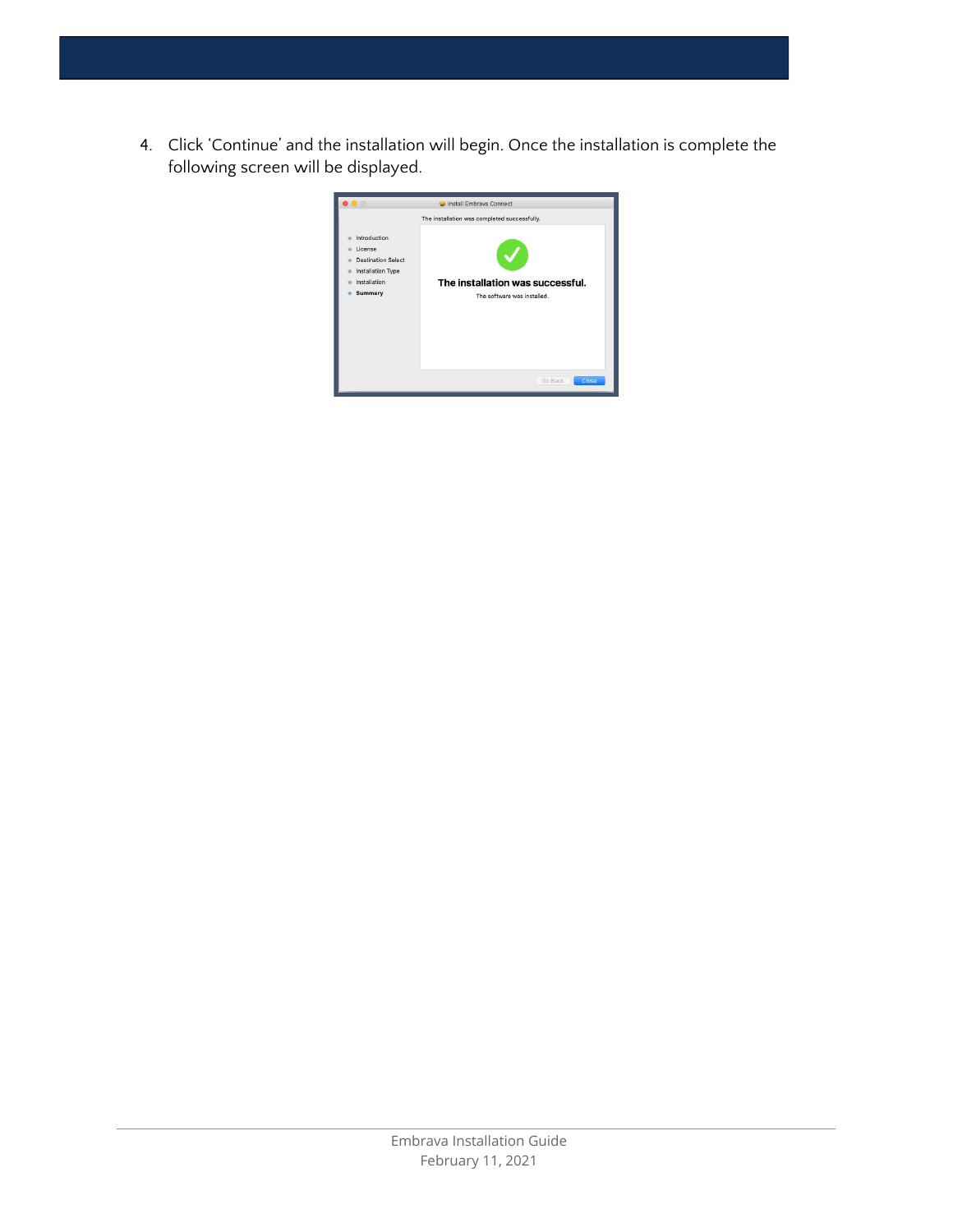4. Click 'Continue' and the installation will begin. Once the installation is complete the following screen will be displayed.